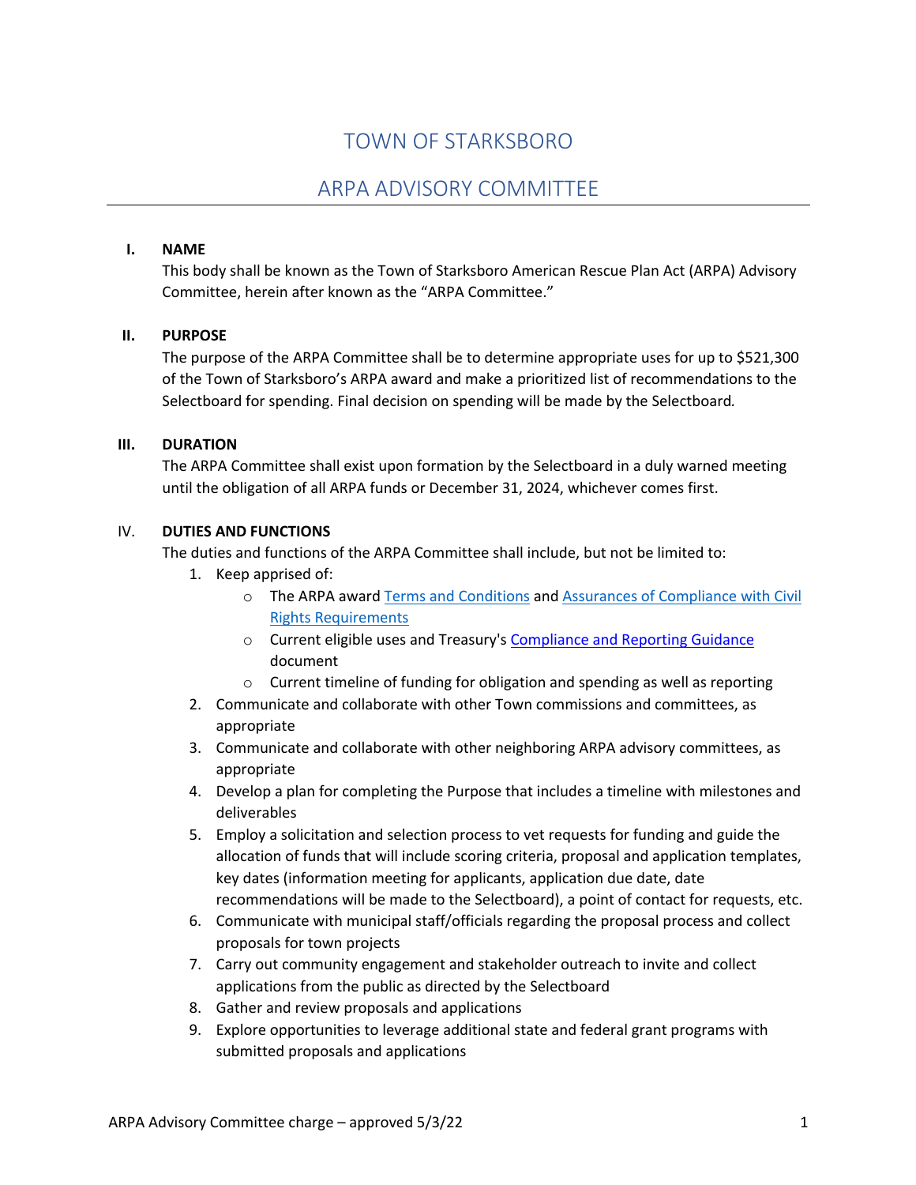# TOWN OF STARKSBORO

## ARPA ADVISORY COMMITTEE

### I. NAME

This body shall be known as the Town of Starksboro American Rescue Plan Act (ARPA) Advisory Committee, herein after known as the "ARPA Committee."

### II. PURPOSE

The purpose of the ARPA Committee shall be to determine appropriate uses for up to $521,300 of the Town of Starksboro's ARPA award and make a prioritized list of recommendations to the Selectboard for spending. Final decision on spending will be made by the Selectboard.

### III. DURATION

The ARPA Committee shall exist upon formation by the Selectboard in a duly warned meeting until the obligation of all ARPA funds or December 31, 2024, whichever comes first.

### IV. DUTIES AND FUNCTIONS

The duties and functions of the ARPA Committee shall include, but not be limited to:

1. Keep apprised of:
   - The ARPA award Terms and Conditions and Assurances of Compliance with Civil Rights Requirements
   - Current eligible uses and Treasury's Compliance and Reporting Guidance document
   - Current timeline of funding for obligation and spending as well as reporting
2. Communicate and collaborate with other Town commissions and committees, as appropriate
3. Communicate and collaborate with other neighboring ARPA advisory committees, as appropriate
4. Develop a plan for completing the Purpose that includes a timeline with milestones and deliverables
5. Employ a solicitation and selection process to vet requests for funding and guide the allocation of funds that will include scoring criteria, proposal and application templates, key dates (information meeting for applicants, application due date, date recommendations will be made to the Selectboard), a point of contact for requests, etc.
6. Communicate with municipal staff/officials regarding the proposal process and collect proposals for town projects
7. Carry out community engagement and stakeholder outreach to invite and collect applications from the public as directed by the Selectboard
8. Gather and review proposals and applications
9. Explore opportunities to leverage additional state and federal grant programs with submitted proposals and applications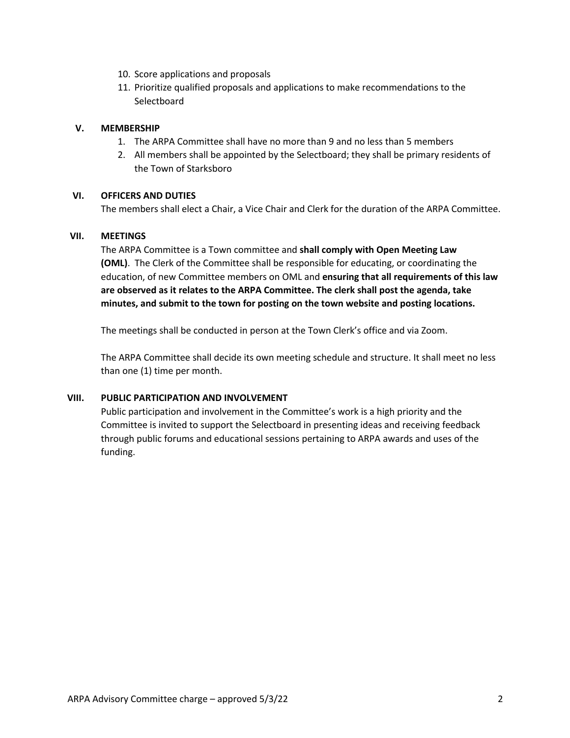10. Score applications and proposals
11. Prioritize qualified proposals and applications to make recommendations to the Selectboard

## V. MEMBERSHIP

1. The ARPA Committee shall have no more than 9 and no less than 5 members
2. All members shall be appointed by the Selectboard; they shall be primary residents of the Town of Starksboro

## VI. OFFICERS AND DUTIES

The members shall elect a Chair, a Vice Chair and Clerk for the duration of the ARPA Committee.

## VII. MEETINGS

The ARPA Committee is a Town committee and **shall comply with Open Meeting Law (OML)**. The Clerk of the Committee shall be responsible for educating, or coordinating the education, of new Committee members on OML and **ensuring that all requirements of this law are observed as it relates to the ARPA Committee. The clerk shall post the agenda, take minutes, and submit to the town for posting on the town website and posting locations.**

The meetings shall be conducted in person at the Town Clerk's office and via Zoom.

The ARPA Committee shall decide its own meeting schedule and structure. It shall meet no less than one (1) time per month.

## VIII. PUBLIC PARTICIPATION AND INVOLVEMENT

Public participation and involvement in the Committee's work is a high priority and the Committee is invited to support the Selectboard in presenting ideas and receiving feedback through public forums and educational sessions pertaining to ARPA awards and uses of the funding.